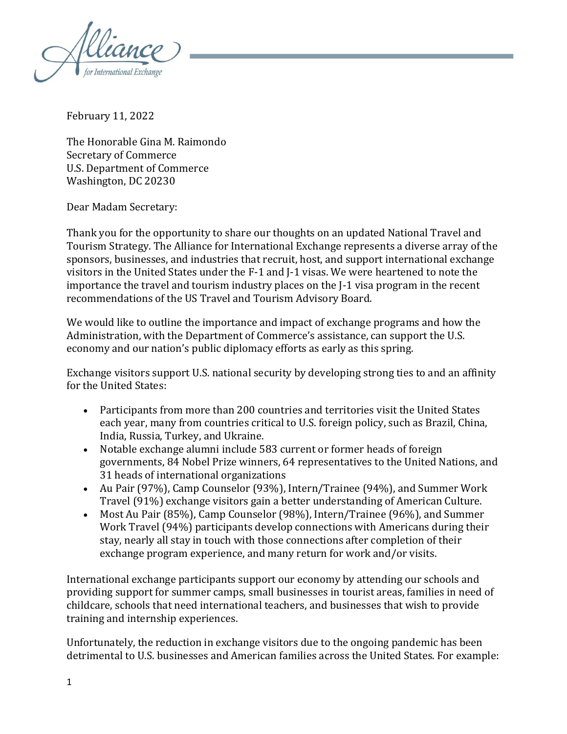February 11, 2022

The Honorable Gina M. Raimondo
Secretary of Commerce
U.S. Department of Commerce
Washington, DC 20230

Dear Madam Secretary:

Thank you for the opportunity to share our thoughts on an updated National Travel and Tourism Strategy. The Alliance for International Exchange represents a diverse array of the sponsors, businesses, and industries that recruit, host, and support international exchange visitors in the United States under the F-1 and J-1 visas. We were heartened to note the importance the travel and tourism industry places on the J-1 visa program in the recent recommendations of the US Travel and Tourism Advisory Board.

We would like to outline the importance and impact of exchange programs and how the Administration, with the Department of Commerce's assistance, can support the U.S. economy and our nation's public diplomacy efforts as early as this spring.

Exchange visitors support U.S. national security by developing strong ties to and an affinity for the United States:

- Participants from more than 200 countries and territories visit the United States each year, many from countries critical to U.S. foreign policy, such as Brazil, China, India, Russia, Turkey, and Ukraine.
- Notable exchange alumni include 583 current or former heads of foreign governments, 84 Nobel Prize winners, 64 representatives to the United Nations, and 31 heads of international organizations
- Au Pair (97%), Camp Counselor (93%), Intern/Trainee (94%), and Summer Work Travel (91%) exchange visitors gain a better understanding of American Culture.
- Most Au Pair (85%), Camp Counselor (98%), Intern/Trainee (96%), and Summer Work Travel (94%) participants develop connections with Americans during their stay, nearly all stay in touch with those connections after completion of their exchange program experience, and many return for work and/or visits.

International exchange participants support our economy by attending our schools and providing support for summer camps, small businesses in tourist areas, families in need of childcare, schools that need international teachers, and businesses that wish to provide training and internship experiences.

Unfortunately, the reduction in exchange visitors due to the ongoing pandemic has been detrimental to U.S. businesses and American families across the United States. For example: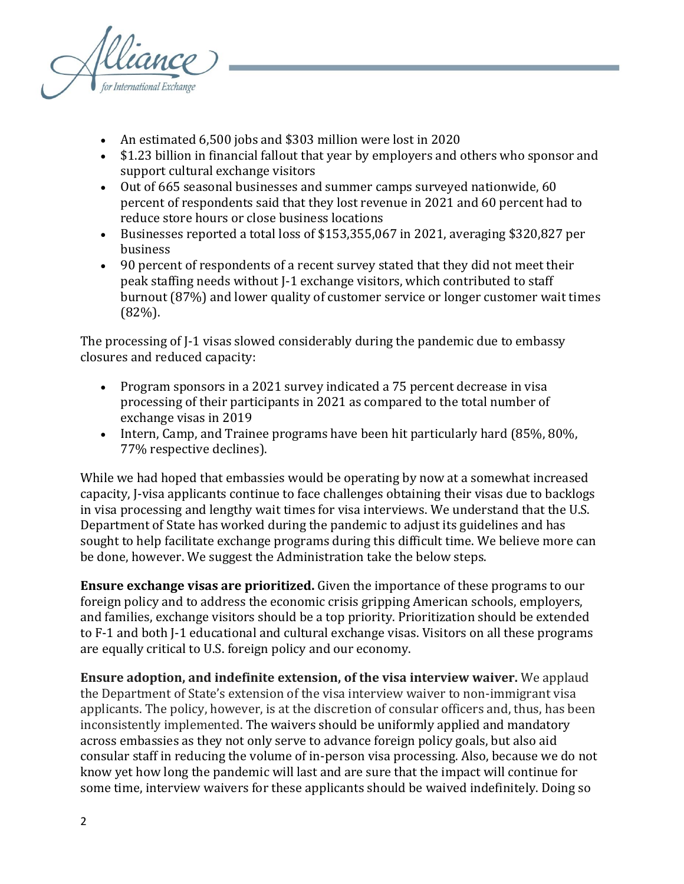- An estimated 6,500 jobs and $303 million were lost in 2020
- $1.23 billion in financial fallout that year by employers and others who sponsor and support cultural exchange visitors
- Out of 665 seasonal businesses and summer camps surveyed nationwide, 60 percent of respondents said that they lost revenue in 2021 and 60 percent had to reduce store hours or close business locations
- Businesses reported a total loss of $153,355,067 in 2021, averaging $320,827 per business
- 90 percent of respondents of a recent survey stated that they did not meet their peak staffing needs without J-1 exchange visitors, which contributed to staff burnout (87%) and lower quality of customer service or longer customer wait times (82%).

The processing of J-1 visas slowed considerably during the pandemic due to embassy closures and reduced capacity:

- Program sponsors in a 2021 survey indicated a 75 percent decrease in visa processing of their participants in 2021 as compared to the total number of exchange visas in 2019
- Intern, Camp, and Trainee programs have been hit particularly hard (85%, 80%, 77% respective declines).

While we had hoped that embassies would be operating by now at a somewhat increased capacity, J-visa applicants continue to face challenges obtaining their visas due to backlogs in visa processing and lengthy wait times for visa interviews. We understand that the U.S. Department of State has worked during the pandemic to adjust its guidelines and has sought to help facilitate exchange programs during this difficult time. We believe more can be done, however. We suggest the Administration take the below steps.

**Ensure exchange visas are prioritized.** Given the importance of these programs to our foreign policy and to address the economic crisis gripping American schools, employers, and families, exchange visitors should be a top priority. Prioritization should be extended to F-1 and both J-1 educational and cultural exchange visas. Visitors on all these programs are equally critical to U.S. foreign policy and our economy.

**Ensure adoption, and indefinite extension, of the visa interview waiver.** We applaud the Department of State's extension of the visa interview waiver to non-immigrant visa applicants. The policy, however, is at the discretion of consular officers and, thus, has been inconsistently implemented. The waivers should be uniformly applied and mandatory across embassies as they not only serve to advance foreign policy goals, but also aid consular staff in reducing the volume of in-person visa processing. Also, because we do not know yet how long the pandemic will last and are sure that the impact will continue for some time, interview waivers for these applicants should be waived indefinitely. Doing so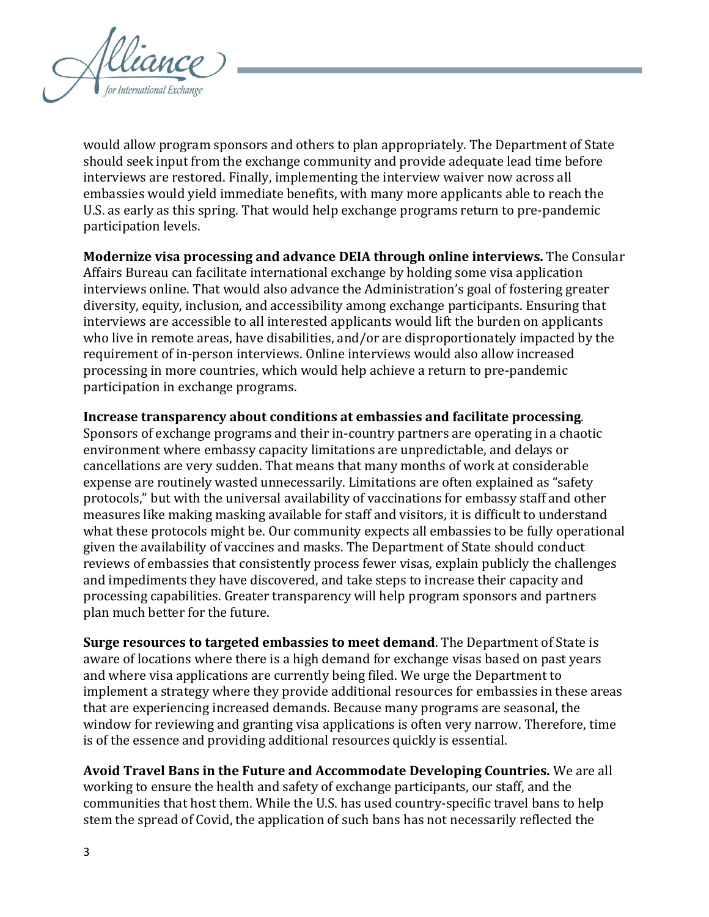would allow program sponsors and others to plan appropriately. The Department of State should seek input from the exchange community and provide adequate lead time before interviews are restored. Finally, implementing the interview waiver now across all embassies would yield immediate benefits, with many more applicants able to reach the U.S. as early as this spring. That would help exchange programs return to pre-pandemic participation levels.

**Modernize visa processing and advance DEIA through online interviews.** The Consular Affairs Bureau can facilitate international exchange by holding some visa application interviews online. That would also advance the Administration's goal of fostering greater diversity, equity, inclusion, and accessibility among exchange participants. Ensuring that interviews are accessible to all interested applicants would lift the burden on applicants who live in remote areas, have disabilities, and/or are disproportionately impacted by the requirement of in-person interviews. Online interviews would also allow increased processing in more countries, which would help achieve a return to pre-pandemic participation in exchange programs.

**Increase transparency about conditions at embassies and facilitate processing**. Sponsors of exchange programs and their in-country partners are operating in a chaotic environment where embassy capacity limitations are unpredictable, and delays or cancellations are very sudden. That means that many months of work at considerable expense are routinely wasted unnecessarily. Limitations are often explained as "safety protocols," but with the universal availability of vaccinations for embassy staff and other measures like making masking available for staff and visitors, it is difficult to understand what these protocols might be. Our community expects all embassies to be fully operational given the availability of vaccines and masks. The Department of State should conduct reviews of embassies that consistently process fewer visas, explain publicly the challenges and impediments they have discovered, and take steps to increase their capacity and processing capabilities. Greater transparency will help program sponsors and partners plan much better for the future.

**Surge resources to targeted embassies to meet demand**. The Department of State is aware of locations where there is a high demand for exchange visas based on past years and where visa applications are currently being filed. We urge the Department to implement a strategy where they provide additional resources for embassies in these areas that are experiencing increased demands. Because many programs are seasonal, the window for reviewing and granting visa applications is often very narrow. Therefore, time is of the essence and providing additional resources quickly is essential.

**Avoid Travel Bans in the Future and Accommodate Developing Countries.** We are all working to ensure the health and safety of exchange participants, our staff, and the communities that host them. While the U.S. has used country-specific travel bans to help stem the spread of Covid, the application of such bans has not necessarily reflected the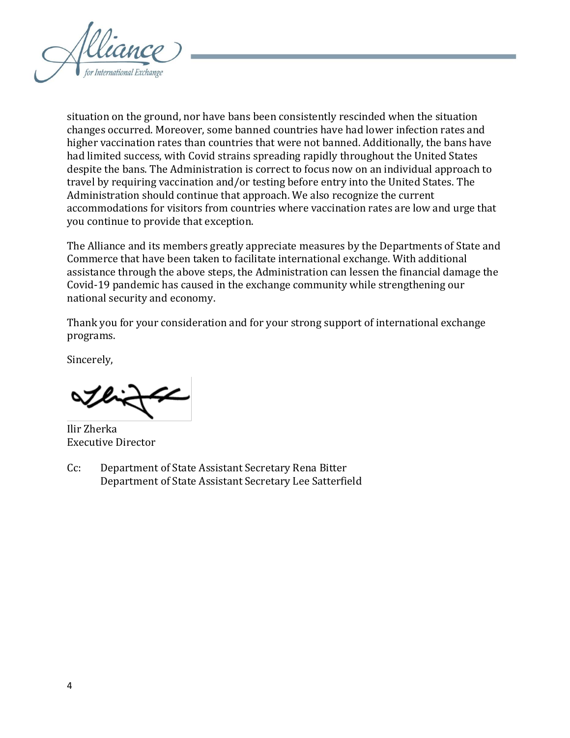situation on the ground, nor have bans been consistently rescinded when the situation changes occurred. Moreover, some banned countries have had lower infection rates and higher vaccination rates than countries that were not banned. Additionally, the bans have had limited success, with Covid strains spreading rapidly throughout the United States despite the bans. The Administration is correct to focus now on an individual approach to travel by requiring vaccination and/or testing before entry into the United States. The Administration should continue that approach. We also recognize the current accommodations for visitors from countries where vaccination rates are low and urge that you continue to provide that exception.

The Alliance and its members greatly appreciate measures by the Departments of State and Commerce that have been taken to facilitate international exchange. With additional assistance through the above steps, the Administration can lessen the financial damage the Covid-19 pandemic has caused in the exchange community while strengthening our national security and economy.

Thank you for your consideration and for your strong support of international exchange programs.

Sincerely,

Ilir Zherka  
Executive Director

Cc: Department of State Assistant Secretary Rena Bitter  
Department of State Assistant Secretary Lee Satterfield